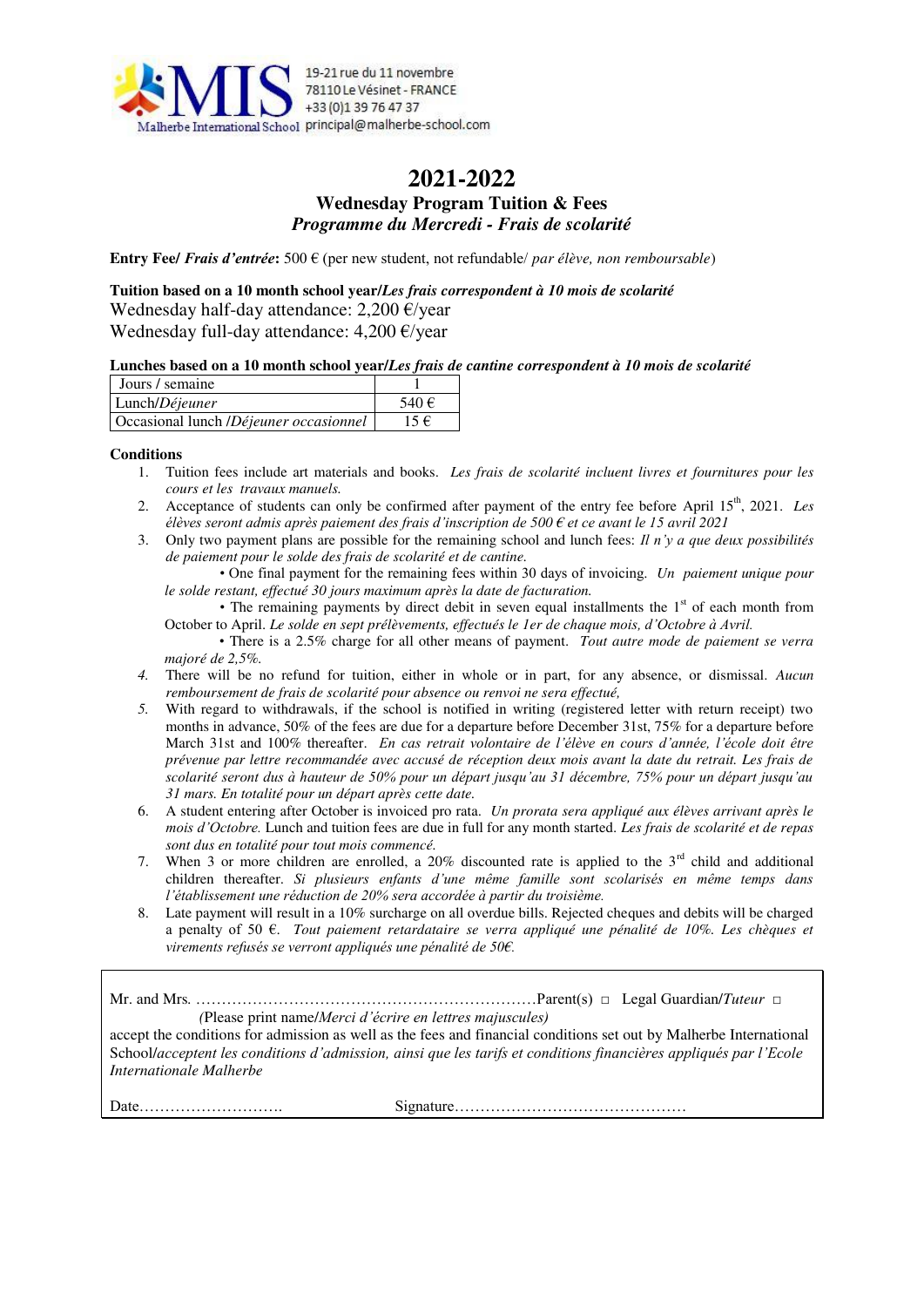19-21 rue du 11 novembre
78110 Le Vésinet - FRANCE
+33 (0)1 39 76 47 37
principal@malherbe-school.com

Malherbe International School

# 2021-2022

## Wednesday Program Tuition & Fees
## *Programme du Mercredi - Frais de scolarité*

**Entry Fee/ *Frais d'entrée*:** 500 € (per new student, not refundable/ *par élève, non remboursable*)

**Tuition based on a 10 month school year/*Les frais correspondent à 10 mois de scolarité***
Wednesday half-day attendance: 2,200 €/year
Wednesday full-day attendance: 4,200 €/year

**Lunches based on a 10 month school year/*Les frais de cantine correspondent à 10 mois de scolarité***

| Jours / semaine | 1 |
|---|---|
| Lunch/*Déjeuner* | 540 € |
| Occasional lunch /*Déjeuner occasionnel* | 15 € |

**Conditions**

1. Tuition fees include art materials and books. *Les frais de scolarité incluent livres et fournitures pour les cours et les travaux manuels.*
2. Acceptance of students can only be confirmed after payment of the entry fee before April 15th, 2021. *Les élèves seront admis après paiement des frais d'inscription de 500 € et ce avant le 15 avril 2021*
3. Only two payment plans are possible for the remaining school and lunch fees: *Il n'y a que deux possibilités de paiement pour le solde des frais de scolarité et de cantine.*
   - One final payment for the remaining fees within 30 days of invoicing. *Un paiement unique pour le solde restant, effectué 30 jours maximum après la date de facturation.*
   - The remaining payments by direct debit in seven equal installments the 1st of each month from October to April. *Le solde en sept prélèvements, effectués le 1er de chaque mois, d'Octobre à Avril.*
   - There is a 2.5% charge for all other means of payment. *Tout autre mode de paiement se verra majoré de 2,5%.*
4. There will be no refund for tuition, either in whole or in part, for any absence, or dismissal. *Aucun remboursement de frais de scolarité pour absence ou renvoi ne sera effectué,*
5. With regard to withdrawals, if the school is notified in writing (registered letter with return receipt) two months in advance, 50% of the fees are due for a departure before December 31st, 75% for a departure before March 31st and 100% thereafter. *En cas retrait volontaire de l'élève en cours d'année, l'école doit être prévenue par lettre recommandée avec accusé de réception deux mois avant la date du retrait. Les frais de scolarité seront dus à hauteur de 50% pour un départ jusqu'au 31 décembre, 75% pour un départ jusqu'au 31 mars. En totalité pour un départ après cette date.*
6. A student entering after October is invoiced pro rata. *Un prorata sera appliqué aux élèves arrivant après le mois d'Octobre.* Lunch and tuition fees are due in full for any month started. *Les frais de scolarité et de repas sont dus en totalité pour tout mois commencé.*
7. When 3 or more children are enrolled, a 20% discounted rate is applied to the 3rd child and additional children thereafter. *Si plusieurs enfants d'une même famille sont scolarisés en même temps dans l'établissement une réduction de 20% sera accordée à partir du troisième.*
8. Late payment will result in a 10% surcharge on all overdue bills. Rejected cheques and debits will be charged a penalty of 50 €. *Tout paiement retardataire se verra appliqué une pénalité de 10%. Les chèques et virements refusés se verront appliqués une pénalité de 50€.*

---

Mr. and Mrs. ………………………………………………………………Parent(s) □ Legal Guardian/*Tuteur* □
*(*Please print name/*Merci d'écrire en lettres majuscules)*
accept the conditions for admission as well as the fees and financial conditions set out by Malherbe International School/*acceptent les conditions d'admission, ainsi que les tarifs et conditions financières appliqués par l'Ecole Internationale Malherbe*

Date………………………. Signature………………………………………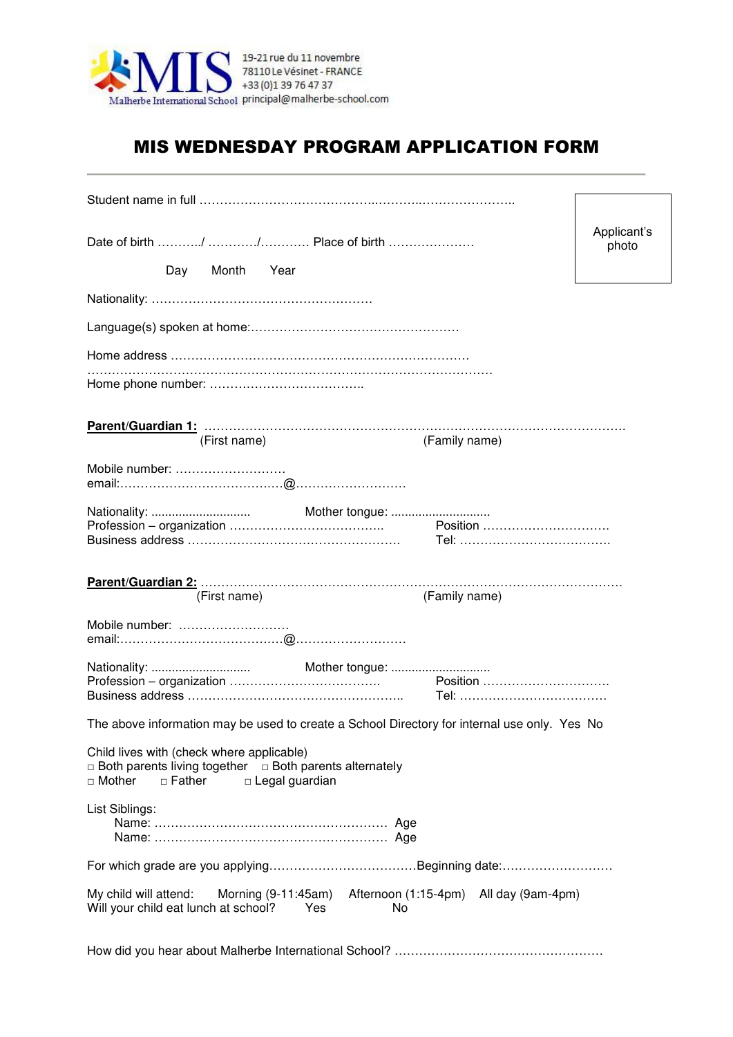MIS

Malherbe International School

19-21 rue du 11 novembre
78110 Le Vésinet - FRANCE
+33 (0)1 39 76 47 37
principal@malherbe-school.com

# MIS WEDNESDAY PROGRAM APPLICATION FORM

---

Student name in full ……………………………………..………..…………………..

Applicant's photo

Date of birth ………../ …………/………… Place of birth …………………

Day Month Year

Nationality: ………………………………………………

Language(s) spoken at home:…………………………………………..

Home address …………………………………………………………………
……………………………………………………………………………………….

Home phone number: ………………………………..

**Parent/Guardian 1:** ………………………………………………………………………………………….
(First name) (Family name)

Mobile number: ………………………
email:…………………………………@………………………

Nationality: ............................ Mother tongue: ............................
Profession – organization ……………………………….. Position ………………………….
Business address …………………………………………… Tel: ……………………………….

**Parent/Guardian 2:** ………………………………………………………………………………………….
(First name) (Family name)

Mobile number: ………………………
email:…………………………………@………………………

Nationality: ............................ Mother tongue: ............................
Profession – organization ……………………………… Position ………………………….
Business address …………………………………………….. Tel: ……………………………….

The above information may be used to create a School Directory for internal use only. Yes No

Child lives with (check where applicable)
□ Both parents living together □ Both parents alternately
□ Mother □ Father □ Legal guardian

List Siblings:
Name: ………………………………………………… Age
Name: ………………………………………………… Age

For which grade are you applying………………………………Beginning date:………………………

My child will attend: Morning (9-11:45am) Afternoon (1:15-4pm) All day (9am-4pm)
Will your child eat lunch at school? Yes No

How did you hear about Malherbe International School? ……………………………………………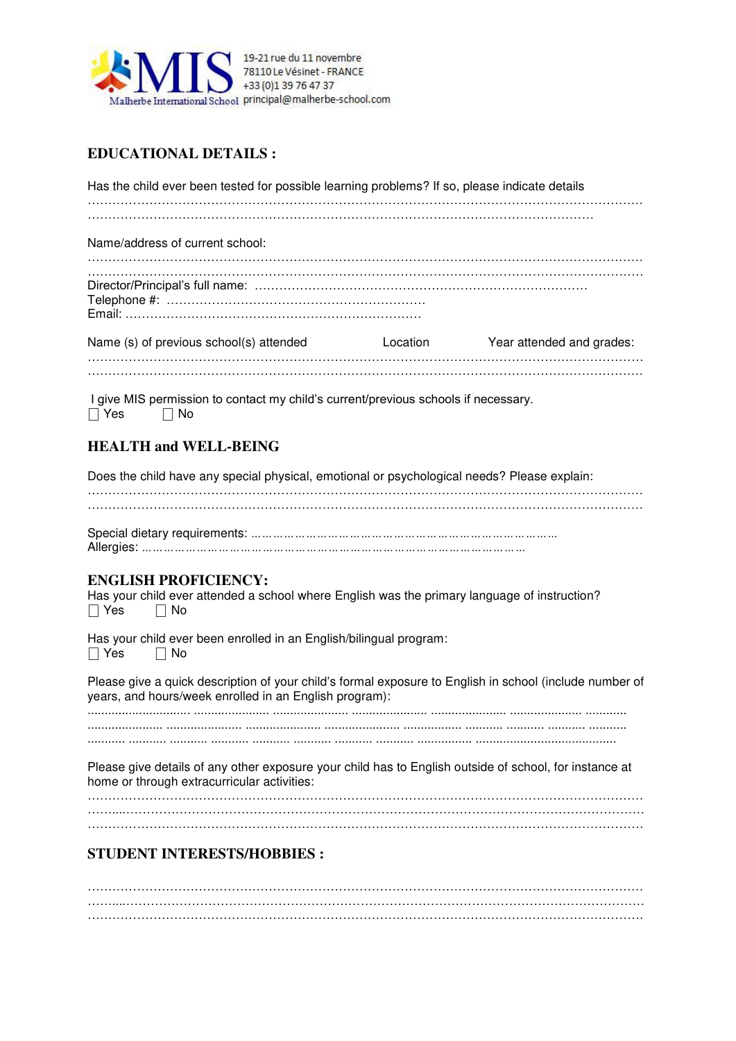MIS
Malherbe International School

19-21 rue du 11 novembre
78110 Le Vésinet - FRANCE
+33 (0)1 39 76 47 37
principal@malherbe-school.com

## EDUCATIONAL DETAILS :

Has the child ever been tested for possible learning problems? If so, please indicate details

…………………………………………………………………………………………………………………………
……………………………………………………………………………………………………………………

Name/address of current school:

…………………………………………………………………………………………………………………………
…………………………………………………………………………………………………………………………

Director/Principal's full name: ………………………………………………………………………

Telephone #: ……………………………………………………

Email: ……………………………………………………………

Name (s) of previous school(s) attended    Location    Year attended and grades:

…………………………………………………………………………………………………………………………
…………………………………………………………………………………………………………………………

I give MIS permission to contact my child's current/previous schools if necessary.

☐ Yes ☐ No

## HEALTH and WELL-BEING

Does the child have any special physical, emotional or psychological needs? Please explain:

…………………………………………………………………………………………………………………………
…………………………………………………………………………………………………………………………

Special dietary requirements: ………………………………………………………………………

Allergies: ………………………………………………………………………………………

## ENGLISH PROFICIENCY:

Has your child ever attended a school where English was the primary language of instruction?

☐ Yes ☐ No

Has your child ever been enrolled in an English/bilingual program:

☐ Yes ☐ No

Please give a quick description of your child's formal exposure to English in school (include number of years, and hours/week enrolled in an English program):

…………………………………………………………………………………………………………………………
…………………………………………………………………………………………………………………………
…………………………………………………………………………………………………………………………

Please give details of any other exposure your child has to English outside of school, for instance at home or through extracurricular activities:

…………………………………………………………………………………………………………………………
…………………………………………………………………………………………………………………………
…………………………………………………………………………………………………………………………

## STUDENT INTERESTS/HOBBIES :

…………………………………………………………………………………………………………………………
…………………………………………………………………………………………………………………………
…………………………………………………………………………………………………………………………